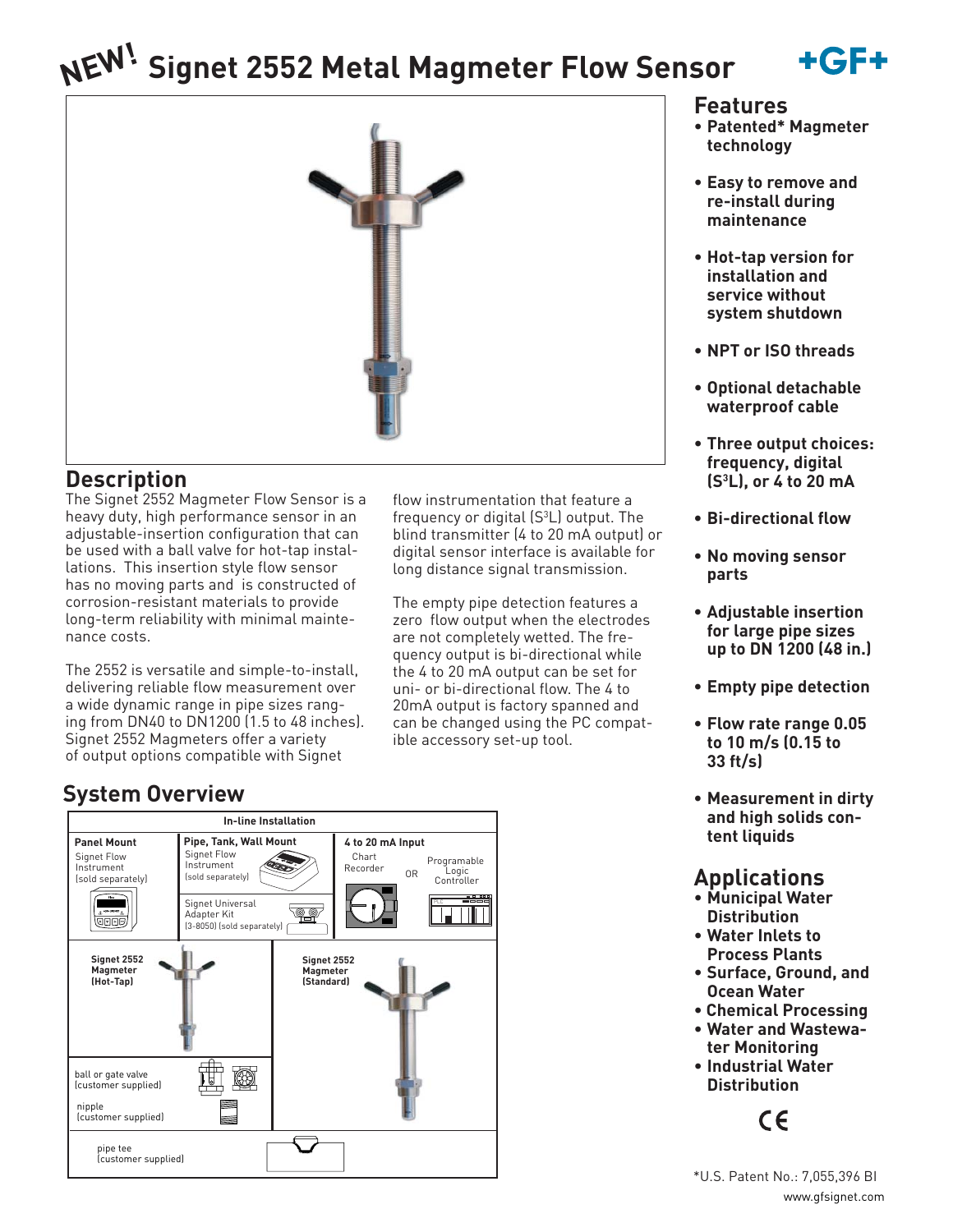# NEW! Signet 2552 Metal Magmeter Flow Sensor

## Description

The Signet 2552 Magmeter Flow Sensor is a heavy duty, high performance sensor in an adjustable-insertion configuration that can be used with a ball valve for hot-tap installations. This insertion style flow sensor has no moving parts and is constructed of corrosion-resistant materials to provide long-term reliability with minimal maintenance costs.

The 2552 is versatile and simple-to-install, delivering reliable flow measurement over a wide dynamic range in pipe sizes ranging from DN40 to DN1200 (1.5 to 48 inches). Signet 2552 Magmeters offer a variety of output options compatible with Signet flow instrumentation that feature a frequency or digital (S³L) output. The blind transmitter (4 to 20 mA output) or digital sensor interface is available for long distance signal transmission.

The empty pipe detection features a zero flow output when the electrodes are not completely wetted. The frequency output is bi-directional while the 4 to 20 mA output can be set for uni- or bi-directional flow. The 4 to 20mA output is factory spanned and can be changed using the PC compatible accessory set-up tool.

## System Overview

**In-line Installation**

- **Panel Mount** — Signet Flow Instrument (sold separately)
- **Pipe, Tank, Wall Mount** — Signet Flow Instrument (sold separately); Signet Universal Adapter Kit (3-8050) (sold separately)
- **4 to 20 mA Input** — Chart Recorder OR Programable Logic Controller
- **Signet 2552 Magmeter (Hot-Tap)** — ball or gate valve (customer supplied); nipple (customer supplied)
- **Signet 2552 Magmeter (Standard)**
- pipe tee (customer supplied)

## Features

- Patented* Magmeter technology
- Easy to remove and re-install during maintenance
- Hot-tap version for installation and service without system shutdown
- NPT or ISO threads
- Optional detachable waterproof cable
- Three output choices: frequency, digital (S³L), or 4 to 20 mA
- Bi-directional flow
- No moving sensor parts
- Adjustable insertion for large pipe sizes up to DN 1200 (48 in.)
- Empty pipe detection
- Flow rate range 0.05 to 10 m/s (0.15 to 33 ft/s)
- Measurement in dirty and high solids content liquids

## Applications

- Municipal Water Distribution
- Water Inlets to Process Plants
- Surface, Ground, and Ocean Water
- Chemical Processing
- Water and Wastewater Monitoring
- Industrial Water Distribution

CE

*U.S. Patent No.: 7,055,396 BI

www.gfsignet.com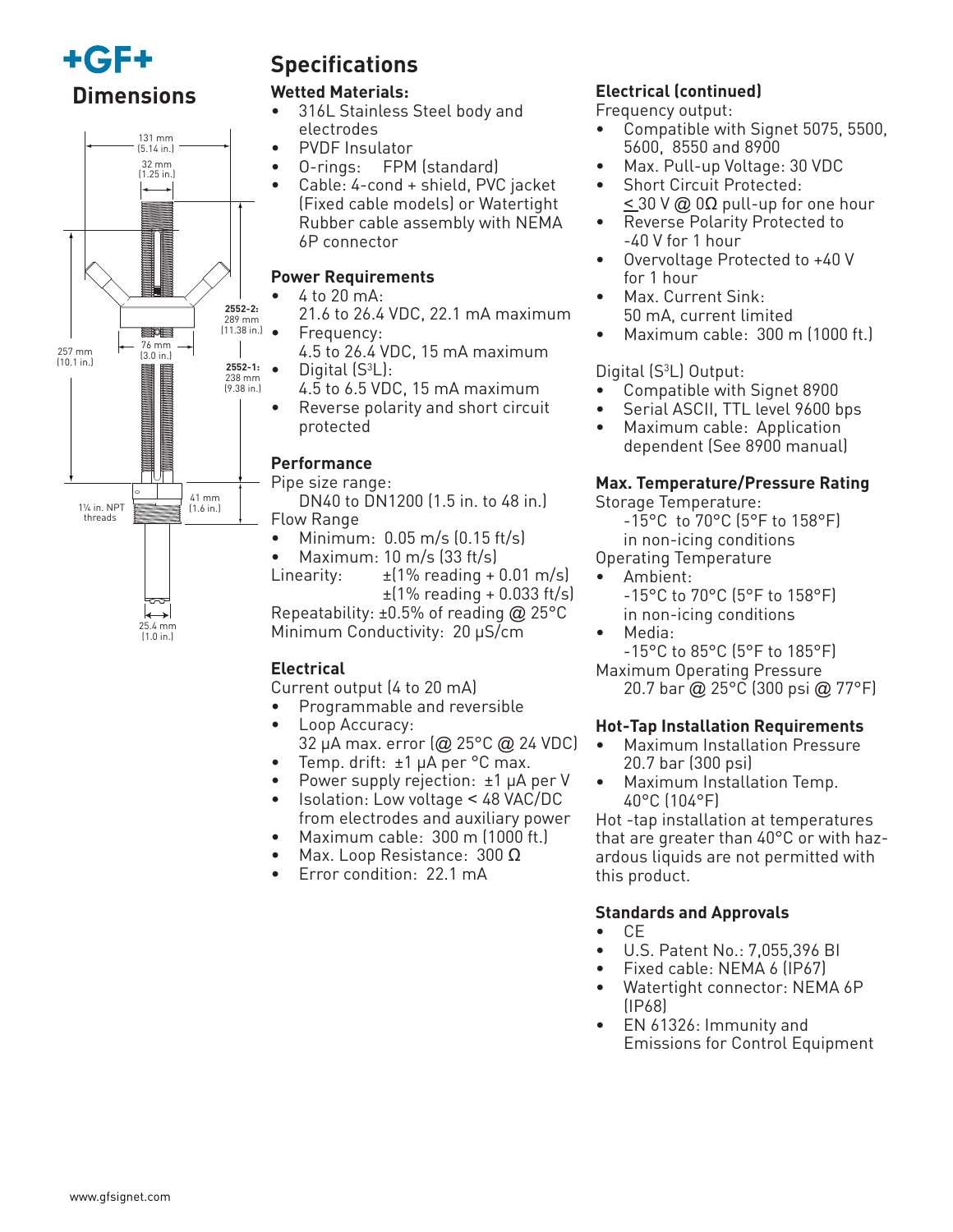## Dimensions

131 mm (5.14 in.)

32 mm (1.25 in.)

2552-2: 289 mm (11.38 in.)

76 mm (3.0 in.)

257 mm (10.1 in.)

2552-1: 238 mm (9.38 in.)

1¼ in. NPT threads

41 mm (1.6 in.)

25.4 mm (1.0 in.)

## Specifications

### Wetted Materials:

- 316L Stainless Steel body and electrodes
- PVDF Insulator
- O-rings: FPM (standard)
- Cable: 4-cond + shield, PVC jacket (Fixed cable models) or Watertight Rubber cable assembly with NEMA 6P connector

### Power Requirements

- 4 to 20 mA:
  21.6 to 26.4 VDC, 22.1 mA maximum
- Frequency:
  4.5 to 26.4 VDC, 15 mA maximum
- Digital ($S^3L$):
  4.5 to 6.5 VDC, 15 mA maximum
- Reverse polarity and short circuit protected

### Performance

Pipe size range:
DN40 to DN1200 (1.5 in. to 48 in.)

Flow Range

- Minimum: 0.05 m/s (0.15 ft/s)
- Maximum: 10 m/s (33 ft/s)

Linearity: ±(1% reading + 0.01 m/s)
±(1% reading + 0.033 ft/s)

Repeatability: ±0.5% of reading @ 25°C

Minimum Conductivity: 20 µS/cm

### Electrical

Current output (4 to 20 mA)

- Programmable and reversible
- Loop Accuracy:
  32 µA max. error (@ 25°C @ 24 VDC)
- Temp. drift: ±1 µA per °C max.
- Power supply rejection: ±1 µA per V
- Isolation: Low voltage < 48 VAC/DC from electrodes and auxiliary power
- Maximum cable: 300 m (1000 ft.)
- Max. Loop Resistance: 300 Ω
- Error condition: 22.1 mA

### Electrical (continued)

Frequency output:

- Compatible with Signet 5075, 5500, 5600, 8550 and 8900
- Max. Pull-up Voltage: 30 VDC
- Short Circuit Protected:
  ≤ 30 V @ 0Ω pull-up for one hour
- Reverse Polarity Protected to -40 V for 1 hour
- Overvoltage Protected to +40 V for 1 hour
- Max. Current Sink:
  50 mA, current limited
- Maximum cable: 300 m (1000 ft.)

Digital ($S^3L$) Output:

- Compatible with Signet 8900
- Serial ASCII, TTL level 9600 bps
- Maximum cable: Application dependent (See 8900 manual)

### Max. Temperature/Pressure Rating

Storage Temperature:
-15°C to 70°C (5°F to 158°F) in non-icing conditions

Operating Temperature

- Ambient:
  -15°C to 70°C (5°F to 158°F) in non-icing conditions
- Media:
  -15°C to 85°C (5°F to 185°F)

Maximum Operating Pressure
20.7 bar @ 25°C (300 psi @ 77°F)

### Hot-Tap Installation Requirements

- Maximum Installation Pressure
  20.7 bar (300 psi)
- Maximum Installation Temp.
  40°C (104°F)

Hot -tap installation at temperatures that are greater than 40°C or with hazardous liquids are not permitted with this product.

### Standards and Approvals

- CE
- U.S. Patent No.: 7,055,396 BI
- Fixed cable: NEMA 6 (IP67)
- Watertight connector: NEMA 6P (IP68)
- EN 61326: Immunity and Emissions for Control Equipment

www.gfsignet.com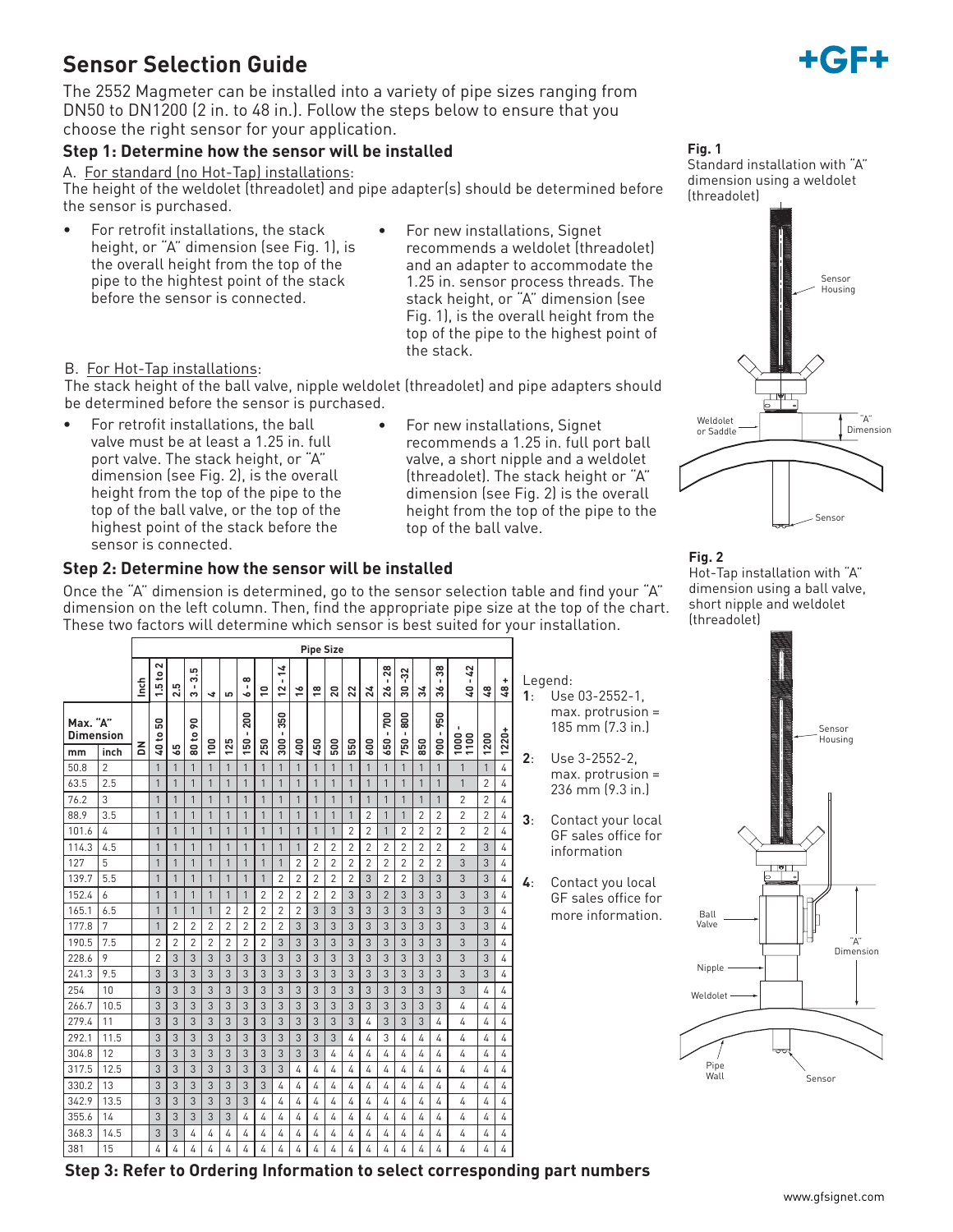# Sensor Selection Guide

The 2552 Magmeter can be installed into a variety of pipe sizes ranging from DN50 to DN1200 (2 in. to 48 in.). Follow the steps below to ensure that you choose the right sensor for your application.

## Step 1: Determine how the sensor will be installed

A. For standard (no Hot-Tap) installations:

The height of the weldolet (threadolet) and pipe adapter(s) should be determined before the sensor is purchased.

- For retrofit installations, the stack height, or "A" dimension (see Fig. 1), is the overall height from the top of the pipe to the hightest point of the stack before the sensor is connected.
- For new installations, Signet recommends a weldolet (threadolet) and an adapter to accommodate the 1.25 in. sensor process threads. The stack height, or "A" dimension (see Fig. 1), is the overall height from the top of the pipe to the highest point of the stack.

B. For Hot-Tap installations:

The stack height of the ball valve, nipple weldolet (threadolet) and pipe adapters should be determined before the sensor is purchased.

- For retrofit installations, the ball valve must be at least a 1.25 in. full port valve. The stack height, or "A" dimension (see Fig. 2), is the overall height from the top of the pipe to the top of the ball valve, or the top of the highest point of the stack before the sensor is connected.
- For new installations, Signet recommends a 1.25 in. full port ball valve, a short nipple and a weldolet (threadolet). The stack height or "A" dimension (see Fig. 2) is the overall height from the top of the pipe to the top of the ball valve.

**Fig. 1**
Standard installation with "A" dimension using a weldolet (threadolet)

Sensor Housing

Weldolet or Saddle

"A" Dimension

Sensor

**Fig. 2**
Hot-Tap installation with "A" dimension using a ball valve, short nipple and weldolet (threadolet)

Sensor Housing

Ball Valve

"A" Dimension

Nipple

Weldolet

Pipe Wall

Sensor

## Step 2: Determine how the sensor will be installed

Once the "A" dimension is determined, go to the sensor selection table and find your "A" dimension on the left column. Then, find the appropriate pipe size at the top of the chart. These two factors will determine which sensor is best suited for your installation.

| Max. "A" Dimension | | Pipe Size | | | | | | | | | | | | | | | | | | | | | |
|---|---|---|---|---|---|---|---|---|---|---|---|---|---|---|---|---|---|---|---|---|---|---|---|
| | | Inch | 1.5 to 2 | 2.5 | 3 - 3.5 | 4 | 5 | 6 - 8 | 10 | 12 - 14 | 16 | 18 | 20 | 22 | 24 | 26 - 28 | 30 - 32 | 34 | 36 - 38 | 40 - 42 | 48 | 48 + |
| mm | inch | DN | 40 to 50 | 65 | 80 to 90 | 100 | 125 | 150 - 200 | 250 | 300 - 350 | 400 | 450 | 500 | 550 | 600 | 650 - 700 | 750 - 800 | 850 | 900 - 950 | 1000 - 1100 | 1200 | 1220+ |
| 50.8 | 2 | | 1 | 1 | 1 | 1 | 1 | 1 | 1 | 1 | 1 | 1 | 1 | 1 | 1 | 1 | 1 | 1 | 1 | 1 | 1 | 4 |
| 63.5 | 2.5 | | 1 | 1 | 1 | 1 | 1 | 1 | 1 | 1 | 1 | 1 | 1 | 1 | 1 | 1 | 1 | 1 | 1 | 1 | 2 | 4 |
| 76.2 | 3 | | 1 | 1 | 1 | 1 | 1 | 1 | 1 | 1 | 1 | 1 | 1 | 1 | 1 | 1 | 1 | 1 | 1 | 2 | 2 | 4 |
| 88.9 | 3.5 | | 1 | 1 | 1 | 1 | 1 | 1 | 1 | 1 | 1 | 1 | 1 | 1 | 2 | 1 | 1 | 2 | 2 | 2 | 2 | 4 |
| 101.6 | 4 | | 1 | 1 | 1 | 1 | 1 | 1 | 1 | 1 | 1 | 1 | 1 | 2 | 2 | 1 | 2 | 2 | 2 | 2 | 2 | 4 |
| 114.3 | 4.5 | | 1 | 1 | 1 | 1 | 1 | 1 | 1 | 1 | 1 | 2 | 2 | 2 | 2 | 2 | 2 | 2 | 2 | 2 | 3 | 4 |
| 127 | 5 | | 1 | 1 | 1 | 1 | 1 | 1 | 1 | 1 | 2 | 2 | 2 | 2 | 2 | 2 | 2 | 2 | 2 | 3 | 3 | 4 |
| 139.7 | 5.5 | | 1 | 1 | 1 | 1 | 1 | 1 | 1 | 2 | 2 | 2 | 2 | 2 | 3 | 2 | 2 | 3 | 3 | 3 | 3 | 4 |
| 152.4 | 6 | | 1 | 1 | 1 | 1 | 1 | 1 | 2 | 2 | 2 | 2 | 2 | 3 | 3 | 2 | 3 | 3 | 3 | 3 | 3 | 4 |
| 165.1 | 6.5 | | 1 | 1 | 1 | 1 | 2 | 2 | 2 | 2 | 2 | 3 | 3 | 3 | 3 | 3 | 3 | 3 | 3 | 3 | 3 | 4 |
| 177.8 | 7 | | 1 | 2 | 2 | 2 | 2 | 2 | 2 | 2 | 3 | 3 | 3 | 3 | 3 | 3 | 3 | 3 | 3 | 3 | 3 | 4 |
| 190.5 | 7.5 | | 2 | 2 | 2 | 2 | 2 | 2 | 2 | 3 | 3 | 3 | 3 | 3 | 3 | 3 | 3 | 3 | 3 | 3 | 3 | 4 |
| 228.6 | 9 | | 2 | 3 | 3 | 3 | 3 | 3 | 3 | 3 | 3 | 3 | 3 | 3 | 3 | 3 | 3 | 3 | 3 | 3 | 3 | 4 |
| 241.3 | 9.5 | | 3 | 3 | 3 | 3 | 3 | 3 | 3 | 3 | 3 | 3 | 3 | 3 | 3 | 3 | 3 | 3 | 3 | 3 | 3 | 4 |
| 254 | 10 | | 3 | 3 | 3 | 3 | 3 | 3 | 3 | 3 | 3 | 3 | 3 | 3 | 3 | 3 | 3 | 3 | 3 | 3 | 4 | 4 |
| 266.7 | 10.5 | | 3 | 3 | 3 | 3 | 3 | 3 | 3 | 3 | 3 | 3 | 3 | 3 | 3 | 3 | 3 | 3 | 3 | 4 | 4 | 4 |
| 279.4 | 11 | | 3 | 3 | 3 | 3 | 3 | 3 | 3 | 3 | 3 | 3 | 3 | 3 | 4 | 3 | 3 | 3 | 4 | 4 | 4 | 4 |
| 292.1 | 11.5 | | 3 | 3 | 3 | 3 | 3 | 3 | 3 | 3 | 3 | 3 | 3 | 4 | 4 | 3 | 4 | 4 | 4 | 4 | 4 | 4 |
| 304.8 | 12 | | 3 | 3 | 3 | 3 | 3 | 3 | 3 | 3 | 3 | 4 | 4 | 4 | 4 | 4 | 4 | 4 | 4 | 4 | 4 | 4 |
| 317.5 | 12.5 | | 3 | 3 | 3 | 3 | 3 | 3 | 3 | 3 | 4 | 4 | 4 | 4 | 4 | 4 | 4 | 4 | 4 | 4 | 4 | 4 |
| 330.2 | 13 | | 3 | 3 | 3 | 3 | 3 | 3 | 3 | 4 | 4 | 4 | 4 | 4 | 4 | 4 | 4 | 4 | 4 | 4 | 4 | 4 |
| 342.9 | 13.5 | | 3 | 3 | 3 | 3 | 3 | 3 | 4 | 4 | 4 | 4 | 4 | 4 | 4 | 4 | 4 | 4 | 4 | 4 | 4 | 4 |
| 355.6 | 14 | | 3 | 3 | 3 | 3 | 3 | 4 | 4 | 4 | 4 | 4 | 4 | 4 | 4 | 4 | 4 | 4 | 4 | 4 | 4 | 4 |
| 368.3 | 14.5 | | 3 | 3 | 4 | 4 | 4 | 4 | 4 | 4 | 4 | 4 | 4 | 4 | 4 | 4 | 4 | 4 | 4 | 4 | 4 | 4 |
| 381 | 15 | | 4 | 4 | 4 | 4 | 4 | 4 | 4 | 4 | 4 | 4 | 4 | 4 | 4 | 4 | 4 | 4 | 4 | 4 | 4 | 4 |

Legend:

**1**: Use 03-2552-1, max. protrusion = 185 mm (7.3 in.)

**2**: Use 3-2552-2, max. protrusion = 236 mm (9.3 in.)

**3**: Contact your local GF sales office for information

**4**: Contact you local GF sales office for more information.

## Step 3: Refer to Ordering Information to select corresponding part numbers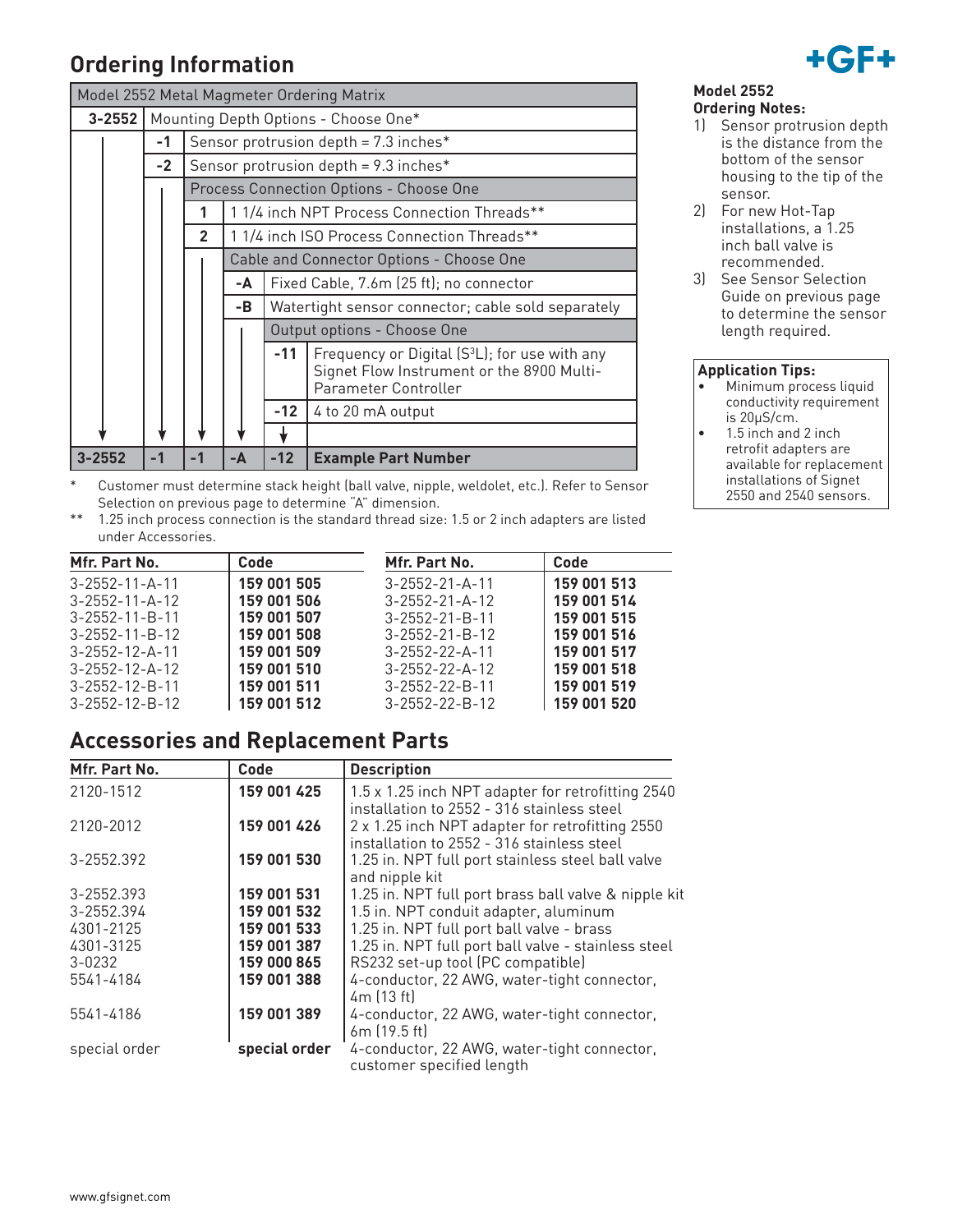# Ordering Information

| Model 2552 Metal Magmeter Ordering Matrix | | | | | |
|---|---|---|---|---|---|
| 3-2552 | Mounting Depth Options - Choose One* | | | | |
| | -1 | Sensor protrusion depth = 7.3 inches* | | | |
| | -2 | Sensor protrusion depth = 9.3 inches* | | | |
| | | Process Connection Options - Choose One | | | |
| | | 1 | 1 1/4 inch NPT Process Connection Threads** | | |
| | | 2 | 1 1/4 inch ISO Process Connection Threads** | | |
| | | | Cable and Connector Options - Choose One | | |
| | | | -A | Fixed Cable, 7.6m (25 ft); no connector | |
| | | | -B | Watertight sensor connector; cable sold separately | |
| | | | | Output options - Choose One | |
| | | | | -11 | Frequency or Digital (S³L); for use with any Signet Flow Instrument or the 8900 Multi-Parameter Controller |
| | | | | -12 | 4 to 20 mA output |
| 3-2552 | -1 | -1 | -A | -12 | **Example Part Number** |

\* Customer must determine stack height (ball valve, nipple, weldolet, etc.). Refer to Sensor Selection on previous page to determine "A" dimension.

\*\* 1.25 inch process connection is the standard thread size: 1.5 or 2 inch adapters are listed under Accessories.

| Mfr. Part No. | Code |
|---|---|
| 3-2552-11-A-11 | **159 001 505** |
| 3-2552-11-A-12 | **159 001 506** |
| 3-2552-11-B-11 | **159 001 507** |
| 3-2552-11-B-12 | **159 001 508** |
| 3-2552-12-A-11 | **159 001 509** |
| 3-2552-12-A-12 | **159 001 510** |
| 3-2552-12-B-11 | **159 001 511** |
| 3-2552-12-B-12 | **159 001 512** |
| 3-2552-21-A-11 | **159 001 513** |
| 3-2552-21-A-12 | **159 001 514** |
| 3-2552-21-B-11 | **159 001 515** |
| 3-2552-21-B-12 | **159 001 516** |
| 3-2552-22-A-11 | **159 001 517** |
| 3-2552-22-A-12 | **159 001 518** |
| 3-2552-22-B-11 | **159 001 519** |
| 3-2552-22-B-12 | **159 001 520** |

**Model 2552 Ordering Notes:**

1) Sensor protrusion depth is the distance from the bottom of the sensor housing to the tip of the sensor.
2) For new Hot-Tap installations, a 1.25 inch ball valve is recommended.
3) See Sensor Selection Guide on previous page to determine the sensor length required.

**Application Tips:**

- Minimum process liquid conductivity requirement is 20μS/cm.
- 1.5 inch and 2 inch retrofit adapters are available for replacement installations of Signet 2550 and 2540 sensors.

## Accessories and Replacement Parts

| Mfr. Part No. | Code | Description |
|---|---|---|
| 2120-1512 | **159 001 425** | 1.5 x 1.25 inch NPT adapter for retrofitting 2540 installation to 2552 - 316 stainless steel |
| 2120-2012 | **159 001 426** | 2 x 1.25 inch NPT adapter for retrofitting 2550 installation to 2552 - 316 stainless steel |
| 3-2552.392 | **159 001 530** | 1.25 in. NPT full port stainless steel ball valve and nipple kit |
| 3-2552.393 | **159 001 531** | 1.25 in. NPT full port brass ball valve & nipple kit |
| 3-2552.394 | **159 001 532** | 1.5 in. NPT conduit adapter, aluminum |
| 4301-2125 | **159 001 533** | 1.25 in. NPT full port ball valve - brass |
| 4301-3125 | **159 001 387** | 1.25 in. NPT full port ball valve - stainless steel |
| 3-0232 | **159 000 865** | RS232 set-up tool (PC compatible) |
| 5541-4184 | **159 001 388** | 4-conductor, 22 AWG, water-tight connector, 4m (13 ft) |
| 5541-4186 | **159 001 389** | 4-conductor, 22 AWG, water-tight connector, 6m (19.5 ft) |
| special order | **special order** | 4-conductor, 22 AWG, water-tight connector, customer specified length |